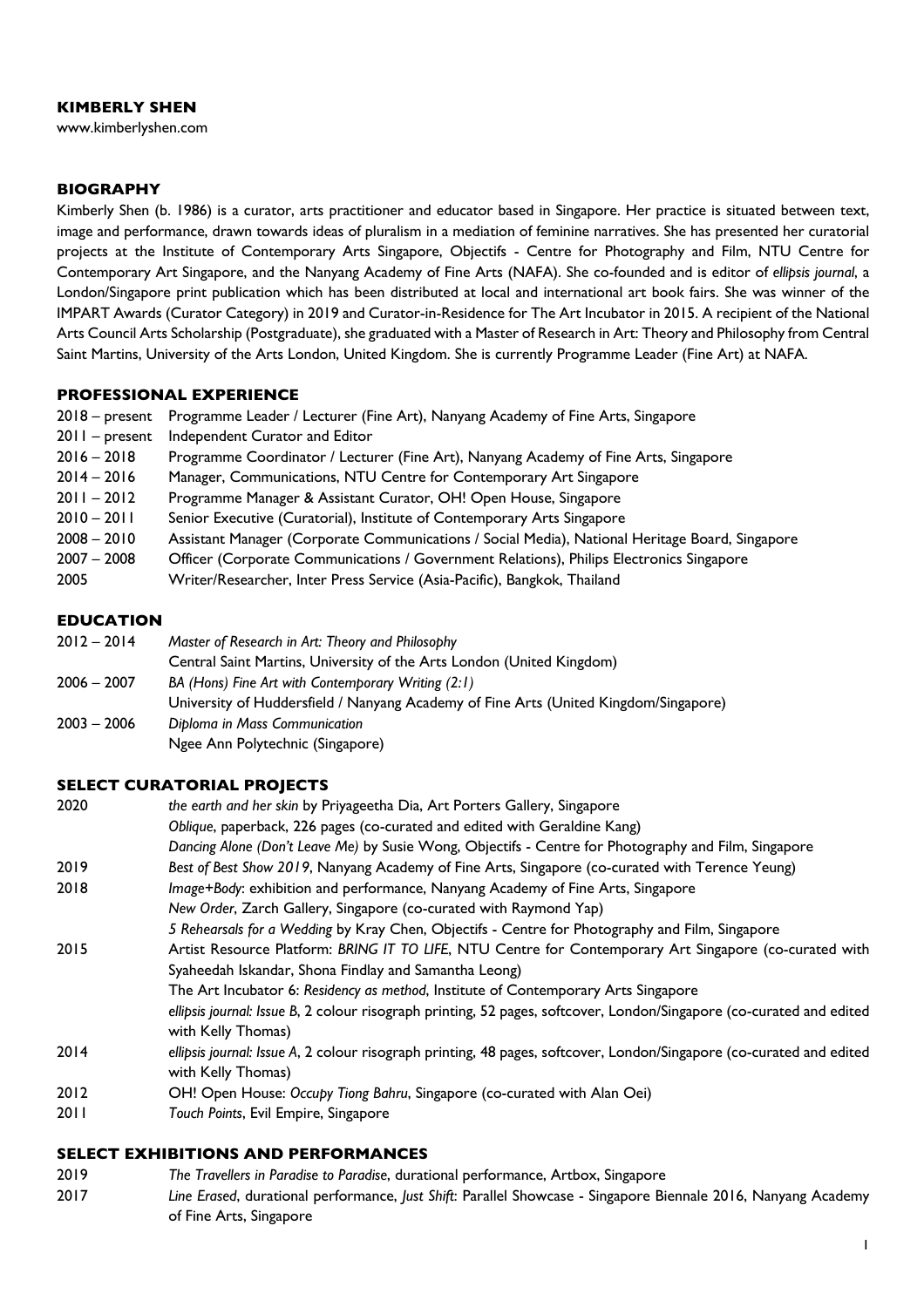# KIMBERLY SHEN

www.kimberlyshen.com

## BIOGRAPHY

Kimberly Shen (b. 1986) is a curator, arts practitioner and educator based in Singapore. Her practice is situated between text, image and performance, drawn towards ideas of pluralism in a mediation of feminine narratives. She has presented her curatorial projects at the Institute of Contemporary Arts Singapore, Objectifs - Centre for Photography and Film, NTU Centre for Contemporary Art Singapore, and the Nanyang Academy of Fine Arts (NAFA). She co-founded and is editor of *ellipsis journal*, a London/Singapore print publication which has been distributed at local and international art book fairs. She was winner of the IMPART Awards (Curator Category) in 2019 and Curator-in-Residence for The Art Incubator in 2015. A recipient of the National Arts Council Arts Scholarship (Postgraduate), she graduated with a Master of Research in Art: Theory and Philosophy from Central Saint Martins, University of the Arts London, United Kingdom. She is currently Programme Leader (Fine Art) at NAFA.

## PROFESSIONAL EXPERIENCE

| | |
|---|---|
| 2018 – present | Programme Leader / Lecturer (Fine Art), Nanyang Academy of Fine Arts, Singapore |
| 2011 – present | Independent Curator and Editor |
| 2016 – 2018 | Programme Coordinator / Lecturer (Fine Art), Nanyang Academy of Fine Arts, Singapore |
| 2014 – 2016 | Manager, Communications, NTU Centre for Contemporary Art Singapore |
| 2011 – 2012 | Programme Manager & Assistant Curator, OH! Open House, Singapore |
| 2010 – 2011 | Senior Executive (Curatorial), Institute of Contemporary Arts Singapore |
| 2008 – 2010 | Assistant Manager (Corporate Communications / Social Media), National Heritage Board, Singapore |
| 2007 – 2008 | Officer (Corporate Communications / Government Relations), Philips Electronics Singapore |
| 2005 | Writer/Researcher, Inter Press Service (Asia-Pacific), Bangkok, Thailand |

## EDUCATION

| | |
|---|---|
| 2012 – 2014 | *Master of Research in Art: Theory and Philosophy*<br>Central Saint Martins, University of the Arts London (United Kingdom) |
| 2006 – 2007 | *BA (Hons) Fine Art with Contemporary Writing (2:1)*<br>University of Huddersfield / Nanyang Academy of Fine Arts (United Kingdom/Singapore) |
| 2003 – 2006 | *Diploma in Mass Communication*<br>Ngee Ann Polytechnic (Singapore) |

## SELECT CURATORIAL PROJECTS

| | |
|---|---|
| 2020 | *the earth and her skin* by Priyageetha Dia, Art Porters Gallery, Singapore |
| | *Oblique*, paperback, 226 pages (co-curated and edited with Geraldine Kang) |
| | *Dancing Alone (Don't Leave Me)* by Susie Wong, Objectifs - Centre for Photography and Film, Singapore |
| 2019 | *Best of Best Show 2019*, Nanyang Academy of Fine Arts, Singapore (co-curated with Terence Yeung) |
| 2018 | *Image+Body*: exhibition and performance, Nanyang Academy of Fine Arts, Singapore |
| | *New Order*, Zarch Gallery, Singapore (co-curated with Raymond Yap) |
| | *5 Rehearsals for a Wedding* by Kray Chen, Objectifs - Centre for Photography and Film, Singapore |
| 2015 | Artist Resource Platform: *BRING IT TO LIFE*, NTU Centre for Contemporary Art Singapore (co-curated with Syaheedah Iskandar, Shona Findlay and Samantha Leong) |
| | The Art Incubator 6: *Residency as method*, Institute of Contemporary Arts Singapore |
| | *ellipsis journal: Issue B*, 2 colour risograph printing, 52 pages, softcover, London/Singapore (co-curated and edited with Kelly Thomas) |
| 2014 | *ellipsis journal: Issue A*, 2 colour risograph printing, 48 pages, softcover, London/Singapore (co-curated and edited with Kelly Thomas) |
| 2012 | OH! Open House: *Occupy Tiong Bahru*, Singapore (co-curated with Alan Oei) |
| 2011 | *Touch Points*, Evil Empire, Singapore |

## SELECT EXHIBITIONS AND PERFORMANCES

| | |
|---|---|
| 2019 | *The Travellers in Paradise to Paradise*, durational performance, Artbox, Singapore |
| 2017 | *Line Erased*, durational performance, *Just Shift*: Parallel Showcase - Singapore Biennale 2016, Nanyang Academy of Fine Arts, Singapore |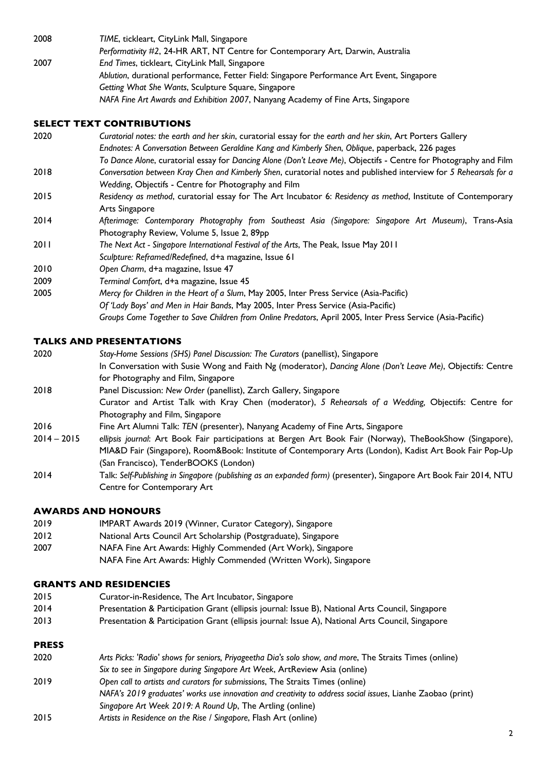| | |
|---|---|
| 2008 | *TIME*, tickleart, CityLink Mall, Singapore |
| | *Performativity #2*, 24-HR ART, NT Centre for Contemporary Art, Darwin, Australia |
| 2007 | *End Times*, tickleart, CityLink Mall, Singapore |
| | *Ablution*, durational performance, Fetter Field: Singapore Performance Art Event, Singapore |
| | *Getting What She Wants*, Sculpture Square, Singapore |
| | *NAFA Fine Art Awards and Exhibition 2007*, Nanyang Academy of Fine Arts, Singapore |

## SELECT TEXT CONTRIBUTIONS

| | |
|---|---|
| 2020 | *Curatorial notes: the earth and her skin*, curatorial essay for *the earth and her skin*, Art Porters Gallery |
| | *Endnotes: A Conversation Between Geraldine Kang and Kimberly Shen*, *Oblique*, paperback, 226 pages |
| | *To Dance Alone*, curatorial essay for *Dancing Alone (Don't Leave Me)*, Objectifs - Centre for Photography and Film |
| 2018 | *Conversation between Kray Chen and Kimberly Shen*, curatorial notes and published interview for *5 Rehearsals for a Wedding*, Objectifs - Centre for Photography and Film |
| 2015 | *Residency as method*, curatorial essay for The Art Incubator 6: *Residency as method*, Institute of Contemporary Arts Singapore |
| 2014 | *Afterimage: Contemporary Photography from Southeast Asia (Singapore: Singapore Art Museum)*, Trans-Asia Photography Review, Volume 5, Issue 2, 89pp |
| 2011 | *The Next Act - Singapore International Festival of the Arts*, The Peak, Issue May 2011 |
| | *Sculpture: Reframed/Redefined*, d+a magazine, Issue 61 |
| 2010 | *Open Charm*, d+a magazine, Issue 47 |
| 2009 | *Terminal Comfort*, d+a magazine, Issue 45 |
| 2005 | *Mercy for Children in the Heart of a Slum*, May 2005, Inter Press Service (Asia-Pacific) |
| | *Of 'Lady Boys' and Men in Hair Bands*, May 2005, Inter Press Service (Asia-Pacific) |
| | *Groups Come Together to Save Children from Online Predators*, April 2005, Inter Press Service (Asia-Pacific) |

## TALKS AND PRESENTATIONS

| | |
|---|---|
| 2020 | *Stay-Home Sessions (SHS) Panel Discussion: The Curators* (panellist), Singapore |
| | In Conversation with Susie Wong and Faith Ng (moderator), *Dancing Alone (Don't Leave Me)*, Objectifs: Centre for Photography and Film, Singapore |
| 2018 | Panel Discussion: *New Order* (panellist), Zarch Gallery, Singapore |
| | Curator and Artist Talk with Kray Chen (moderator), *5 Rehearsals of a Wedding,* Objectifs: Centre for Photography and Film, Singapore |
| 2016 | Fine Art Alumni Talk: *TEN* (presenter), Nanyang Academy of Fine Arts, Singapore |
| 2014 – 2015 | *ellipsis journal*: Art Book Fair participations at Bergen Art Book Fair (Norway), TheBookShow (Singapore), MIA&D Fair (Singapore), Room&Book: Institute of Contemporary Arts (London), Kadist Art Book Fair Pop-Up (San Francisco), TenderBOOKS (London) |
| 2014 | Talk: *Self-Publishing in Singapore (publishing as an expanded form)* (presenter), Singapore Art Book Fair 2014, NTU Centre for Contemporary Art |

## AWARDS AND HONOURS

| | |
|---|---|
| 2019 | IMPART Awards 2019 (Winner, Curator Category), Singapore |
| 2012 | National Arts Council Art Scholarship (Postgraduate), Singapore |
| 2007 | NAFA Fine Art Awards: Highly Commended (Art Work), Singapore |
| | NAFA Fine Art Awards: Highly Commended (Written Work), Singapore |

## GRANTS AND RESIDENCIES

| | |
|---|---|
| 2015 | Curator-in-Residence, The Art Incubator, Singapore |
| 2014 | Presentation & Participation Grant (ellipsis journal: Issue B), National Arts Council, Singapore |
| 2013 | Presentation & Participation Grant (ellipsis journal: Issue A), National Arts Council, Singapore |

## PRESS

| | |
|---|---|
| 2020 | *Arts Picks: 'Radio' shows for seniors, Priyageetha Dia's solo show, and more*, The Straits Times (online) |
| | *Six to see in Singapore during Singapore Art Week*, ArtReview Asia (online) |
| 2019 | *Open call to artists and curators for submissions*, The Straits Times (online) |
| | *NAFA's 2019 graduates' works use innovation and creativity to address social issues*, Lianhe Zaobao (print) |
| | *Singapore Art Week 2019: A Round Up*, The Artling (online) |
| 2015 | *Artists in Residence on the Rise / Singapore*, Flash Art (online) |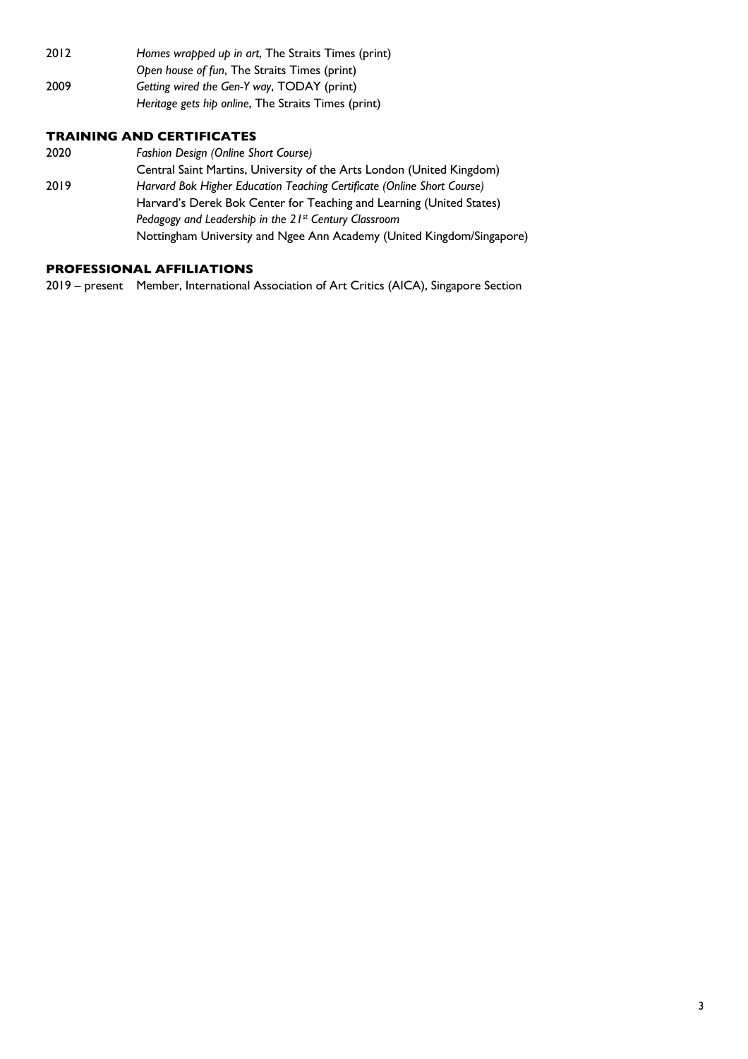| | |
|---|---|
| 2012 | *Homes wrapped up in art*, The Straits Times (print) |
| | *Open house of fun*, The Straits Times (print) |
| 2009 | *Getting wired the Gen-Y way*, TODAY (print) |
| | *Heritage gets hip online*, The Straits Times (print) |

## TRAINING AND CERTIFICATES

| | |
|---|---|
| 2020 | *Fashion Design (Online Short Course)* |
| | Central Saint Martins, University of the Arts London (United Kingdom) |
| 2019 | *Harvard Bok Higher Education Teaching Certificate (Online Short Course)* |
| | Harvard's Derek Bok Center for Teaching and Learning (United States) |
| | *Pedagogy and Leadership in the 21st Century Classroom* |
| | Nottingham University and Ngee Ann Academy (United Kingdom/Singapore) |

## PROFESSIONAL AFFILIATIONS

| | |
|---|---|
| 2019 – present | Member, International Association of Art Critics (AICA), Singapore Section |